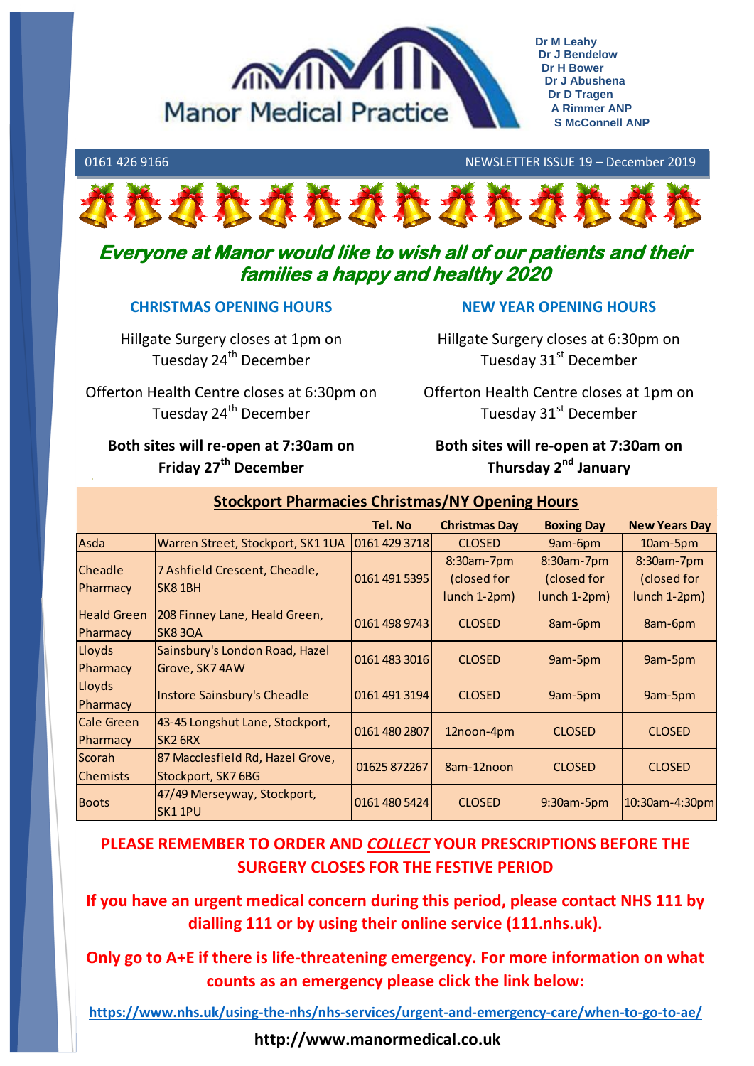# Manor Medical Practice

Dr M Leahy
Dr J Bendelow
Dr H Bower
Dr J Abushena
Dr D Tragen
A Rimmer ANP
S McConnell ANP

0161 426 9166

NEWSLETTER ISSUE 19 – December 2019

## *Everyone at Manor would like to wish all of our patients and their families a happy and healthy 2020*

### CHRISTMAS OPENING HOURS

Hillgate Surgery closes at 1pm on Tuesday 24th December

Offerton Health Centre closes at 6:30pm on Tuesday 24th December

**Both sites will re-open at 7:30am on Friday 27th December**

### NEW YEAR OPENING HOURS

Hillgate Surgery closes at 6:30pm on Tuesday 31st December

Offerton Health Centre closes at 1pm on Tuesday 31st December

**Both sites will re-open at 7:30am on Thursday 2nd January**

### Stockport Pharmacies Christmas/NY Opening Hours

| | | Tel. No | Christmas Day | Boxing Day | New Years Day |
|---|---|---|---|---|---|
| Asda | Warren Street, Stockport, SK1 1UA | 0161 429 3718 | CLOSED | 9am-6pm | 10am-5pm |
| Cheadle Pharmacy | 7 Ashfield Crescent, Cheadle, SK8 1BH | 0161 491 5395 | 8:30am-7pm (closed for lunch 1-2pm) | 8:30am-7pm (closed for lunch 1-2pm) | 8:30am-7pm (closed for lunch 1-2pm) |
| Heald Green Pharmacy | 208 Finney Lane, Heald Green, SK8 3QA | 0161 498 9743 | CLOSED | 8am-6pm | 8am-6pm |
| Lloyds Pharmacy | Sainsbury's London Road, Hazel Grove, SK7 4AW | 0161 483 3016 | CLOSED | 9am-5pm | 9am-5pm |
| Lloyds Pharmacy | Instore Sainsbury's Cheadle | 0161 491 3194 | CLOSED | 9am-5pm | 9am-5pm |
| Cale Green Pharmacy | 43-45 Longshut Lane, Stockport, SK2 6RX | 0161 480 2807 | 12noon-4pm | CLOSED | CLOSED |
| Scorah Chemists | 87 Macclesfield Rd, Hazel Grove, Stockport, SK7 6BG | 01625 872267 | 8am-12noon | CLOSED | CLOSED |
| Boots | 47/49 Merseyway, Stockport, SK1 1PU | 0161 480 5424 | CLOSED | 9:30am-5pm | 10:30am-4:30pm |

**PLEASE REMEMBER TO ORDER AND *COLLECT* YOUR PRESCRIPTIONS BEFORE THE SURGERY CLOSES FOR THE FESTIVE PERIOD**

**If you have an urgent medical concern during this period, please contact NHS 111 by dialling 111 or by using their online service (111.nhs.uk).**

**Only go to A+E if there is life-threatening emergency. For more information on what counts as an emergency please click the link below:**

https://www.nhs.uk/using-the-nhs/nhs-services/urgent-and-emergency-care/when-to-go-to-ae/

**http://www.manormedical.co.uk**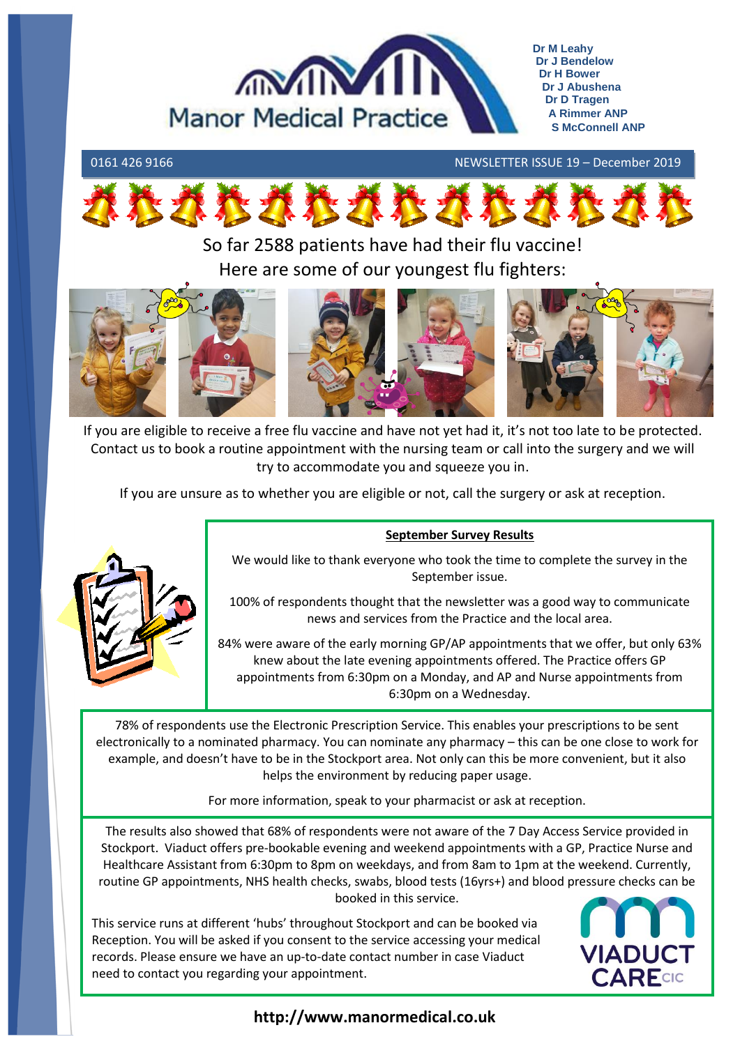# Manor Medical Practice

Dr M Leahy
Dr J Bendelow
Dr H Bower
Dr J Abushena
Dr D Tragen
A Rimmer ANP
S McConnell ANP

0161 426 9166

NEWSLETTER ISSUE 19 – December 2019

## So far 2588 patients have had their flu vaccine! Here are some of our youngest flu fighters:

If you are eligible to receive a free flu vaccine and have not yet had it, it's not too late to be protected. Contact us to book a routine appointment with the nursing team or call into the surgery and we will try to accommodate you and squeeze you in.

If you are unsure as to whether you are eligible or not, call the surgery or ask at reception.

### September Survey Results

We would like to thank everyone who took the time to complete the survey in the September issue.

100% of respondents thought that the newsletter was a good way to communicate news and services from the Practice and the local area.

84% were aware of the early morning GP/AP appointments that we offer, but only 63% knew about the late evening appointments offered. The Practice offers GP appointments from 6:30pm on a Monday, and AP and Nurse appointments from 6:30pm on a Wednesday.

78% of respondents use the Electronic Prescription Service. This enables your prescriptions to be sent electronically to a nominated pharmacy. You can nominate any pharmacy – this can be one close to work for example, and doesn't have to be in the Stockport area. Not only can this be more convenient, but it also helps the environment by reducing paper usage.

For more information, speak to your pharmacist or ask at reception.

The results also showed that 68% of respondents were not aware of the 7 Day Access Service provided in Stockport. Viaduct offers pre-bookable evening and weekend appointments with a GP, Practice Nurse and Healthcare Assistant from 6:30pm to 8pm on weekdays, and from 8am to 1pm at the weekend. Currently, routine GP appointments, NHS health checks, swabs, blood tests (16yrs+) and blood pressure checks can be booked in this service.

This service runs at different 'hubs' throughout Stockport and can be booked via Reception. You will be asked if you consent to the service accessing your medical records. Please ensure we have an up-to-date contact number in case Viaduct need to contact you regarding your appointment.

VIADUCT CARE CIC

**http://www.manormedical.co.uk**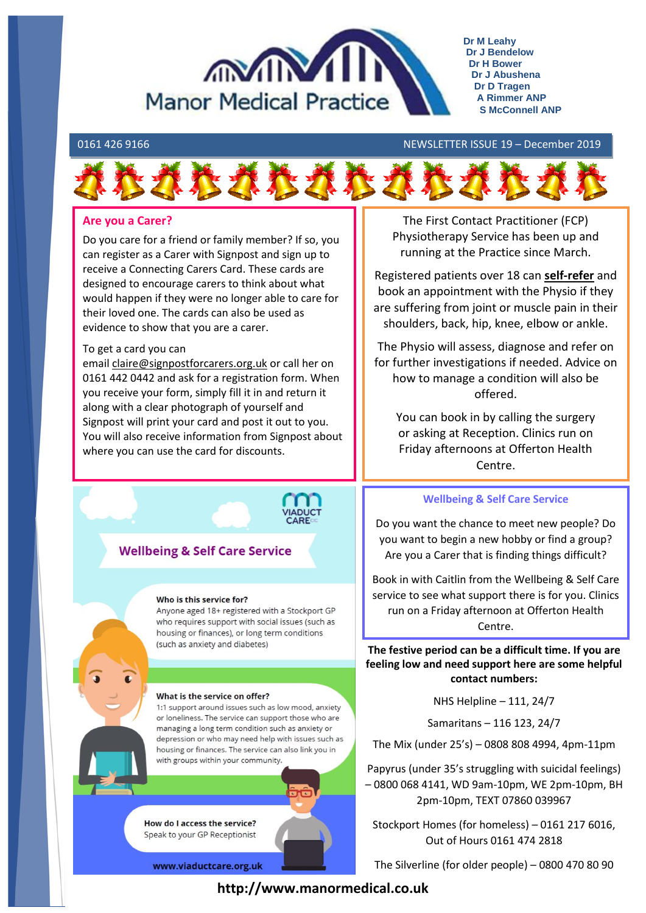# Manor Medical Practice

Dr M Leahy
Dr J Bendelow
Dr H Bower
Dr J Abushena
Dr D Tragen
A Rimmer ANP
S McConnell ANP

0161 426 9166

NEWSLETTER ISSUE 19 – December 2019

## Are you a Carer?

Do you care for a friend or family member? If so, you can register as a Carer with Signpost and sign up to receive a Connecting Carers Card. These cards are designed to encourage carers to think about what would happen if they were no longer able to care for their loved one. The cards can also be used as evidence to show that you are a carer.

To get a card you can email claire@signpostforcarers.org.uk or call her on 0161 442 0442 and ask for a registration form. When you receive your form, simply fill it in and return it along with a clear photograph of yourself and Signpost will print your card and post it out to you. You will also receive information from Signpost about where you can use the card for discounts.

The First Contact Practitioner (FCP) Physiotherapy Service has been up and running at the Practice since March.

Registered patients over 18 can **self-refer** and book an appointment with the Physio if they are suffering from joint or muscle pain in their shoulders, back, hip, knee, elbow or ankle.

The Physio will assess, diagnose and refer on for further investigations if needed. Advice on how to manage a condition will also be offered.

You can book in by calling the surgery or asking at Reception. Clinics run on Friday afternoons at Offerton Health Centre.

VIADUCT CARE

## Wellbeing & Self Care Service

**Who is this service for?**
Anyone aged 18+ registered with a Stockport GP who requires support with social issues (such as housing or finances), or long term conditions (such as anxiety and diabetes)

**What is the service on offer?**
1:1 support around issues such as low mood, anxiety or loneliness. The service can support those who are managing a long term condition such as anxiety or depression or who may need help with issues such as housing or finances. The service can also link you in with groups within your community.

**How do I access the service?**
Speak to your GP Receptionist

www.viaductcare.org.uk

## Wellbeing & Self Care Service

Do you want the chance to meet new people? Do you want to begin a new hobby or find a group? Are you a Carer that is finding things difficult?

Book in with Caitlin from the Wellbeing & Self Care service to see what support there is for you. Clinics run on a Friday afternoon at Offerton Health Centre.

**The festive period can be a difficult time. If you are feeling low and need support here are some helpful contact numbers:**

NHS Helpline – 111, 24/7

Samaritans – 116 123, 24/7

The Mix (under 25's) – 0808 808 4994, 4pm-11pm

Papyrus (under 35's struggling with suicidal feelings) – 0800 068 4141, WD 9am-10pm, WE 2pm-10pm, BH 2pm-10pm, TEXT 07860 039967

Stockport Homes (for homeless) – 0161 217 6016, Out of Hours 0161 474 2818

The Silverline (for older people) – 0800 470 80 90

**http://www.manormedical.co.uk**